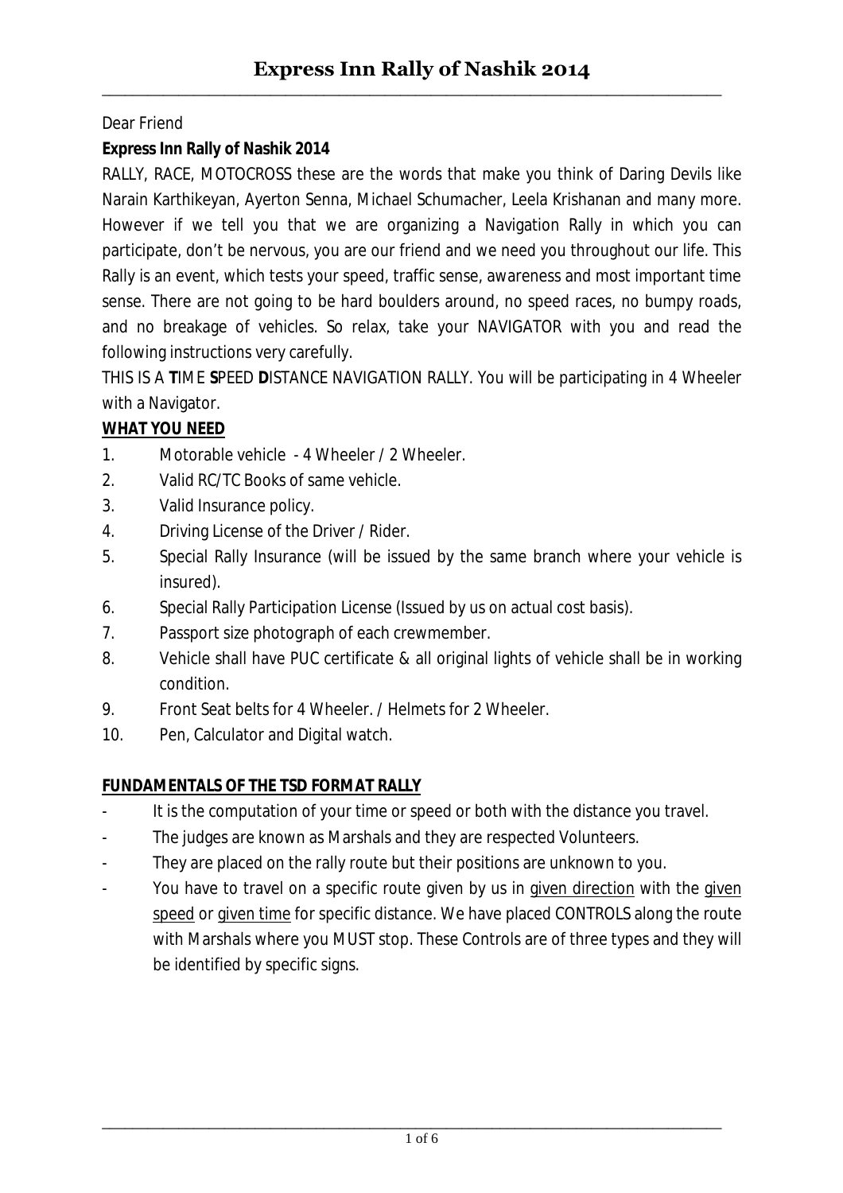# Express Inn Rally of Nashik 2014

Dear Friend

**Express Inn Rally of Nashik 2014**

RALLY, RACE, MOTOCROSS these are the words that make you think of Daring Devils like Narain Karthikeyan, Ayerton Senna, Michael Schumacher, Leela Krishanan and many more. However if we tell you that we are organizing a Navigation Rally in which you can participate, don't be nervous, you are our friend and we need you throughout our life. This Rally is an event, which tests your speed, traffic sense, awareness and most important time sense. There are not going to be hard boulders around, no speed races, no bumpy roads, and no breakage of vehicles. So relax, take your NAVIGATOR with you and read the following instructions very carefully.

THIS IS A **T**IME **S**PEED **D**ISTANCE NAVIGATION RALLY. You will be participating in 4 Wheeler with a Navigator.

**WHAT YOU NEED**

1. Motorable vehicle - 4 Wheeler / 2 Wheeler.
2. Valid RC/TC Books of same vehicle.
3. Valid Insurance policy.
4. Driving License of the Driver / Rider.
5. Special Rally Insurance (will be issued by the same branch where your vehicle is insured).
6. Special Rally Participation License (Issued by us on actual cost basis).
7. Passport size photograph of each crewmember.
8. Vehicle shall have PUC certificate & all original lights of vehicle shall be in working condition.
9. Front Seat belts for 4 Wheeler. / Helmets for 2 Wheeler.
10. Pen, Calculator and Digital watch.

**FUNDAMENTALS OF THE TSD FORMAT RALLY**

- It is the computation of your time or speed or both with the distance you travel.
- The judges are known as Marshals and they are respected Volunteers.
- They are placed on the rally route but their positions are unknown to you.
- You have to travel on a specific route given by us in given direction with the given speed or given time for specific distance. We have placed CONTROLS along the route with Marshals where you MUST stop. These Controls are of three types and they will be identified by specific signs.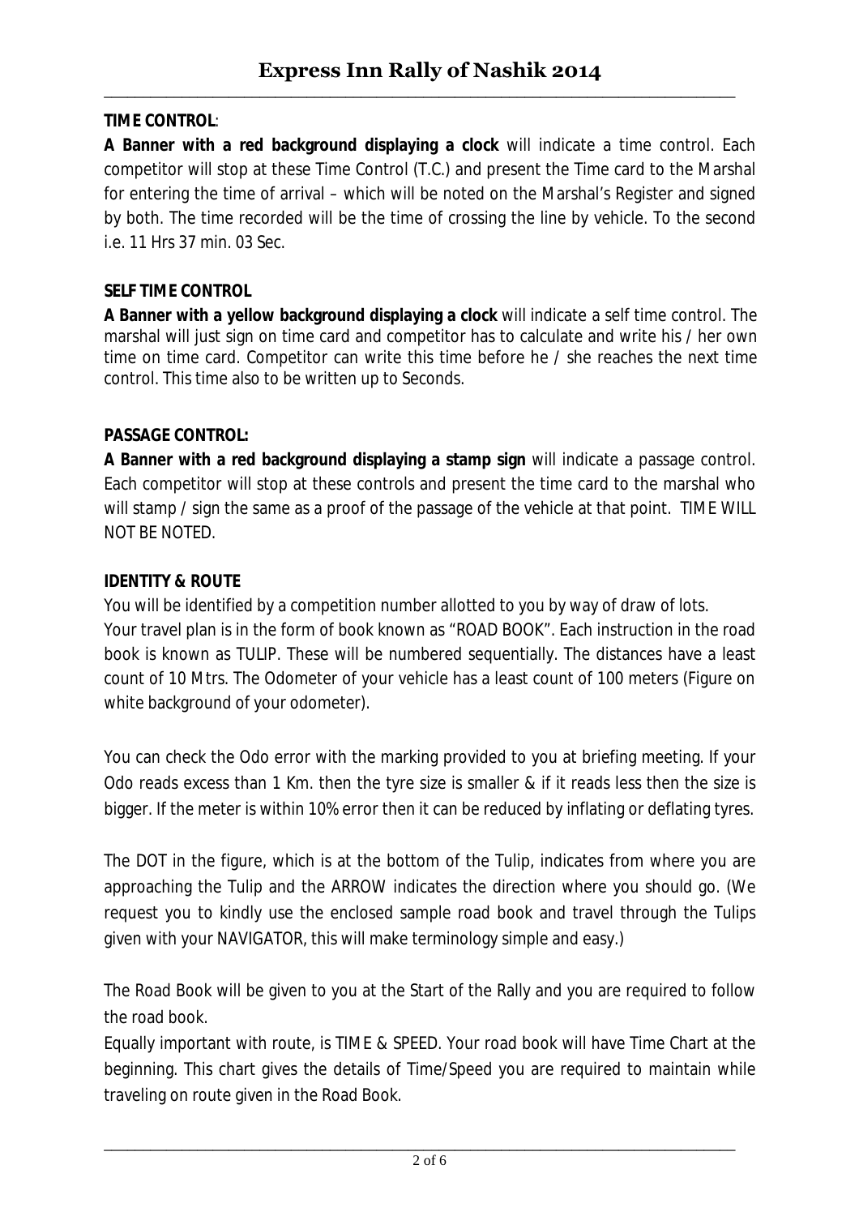**TIME CONTROL**:

**A Banner with a red background displaying a clock** will indicate a time control. Each competitor will stop at these Time Control (T.C.) and present the Time card to the Marshal for entering the time of arrival – which will be noted on the Marshal's Register and signed by both. The time recorded will be the time of crossing the line by vehicle. To the second i.e. 11 Hrs 37 min. 03 Sec.

**SELF TIME CONTROL**

**A Banner with a yellow background displaying a clock** will indicate a self time control. The marshal will just sign on time card and competitor has to calculate and write his / her own time on time card. Competitor can write this time before he / she reaches the next time control. This time also to be written up to Seconds.

**PASSAGE CONTROL:**

**A Banner with a red background displaying a stamp sign** will indicate a passage control. Each competitor will stop at these controls and present the time card to the marshal who will stamp / sign the same as a proof of the passage of the vehicle at that point. TIME WILL NOT BE NOTED.

**IDENTITY & ROUTE**

You will be identified by a competition number allotted to you by way of draw of lots.

Your travel plan is in the form of book known as "ROAD BOOK". Each instruction in the road book is known as TULIP. These will be numbered sequentially. The distances have a least count of 10 Mtrs. The Odometer of your vehicle has a least count of 100 meters (Figure on white background of your odometer).

You can check the Odo error with the marking provided to you at briefing meeting. If your Odo reads excess than 1 Km. then the tyre size is smaller & if it reads less then the size is bigger. If the meter is within 10% error then it can be reduced by inflating or deflating tyres.

The DOT in the figure, which is at the bottom of the Tulip, indicates from where you are approaching the Tulip and the ARROW indicates the direction where you should go. (We request you to kindly use the enclosed sample road book and travel through the Tulips given with your NAVIGATOR, this will make terminology simple and easy.)

The Road Book will be given to you at the Start of the Rally and you are required to follow the road book.

Equally important with route, is TIME & SPEED. Your road book will have Time Chart at the beginning. This chart gives the details of Time/Speed you are required to maintain while traveling on route given in the Road Book.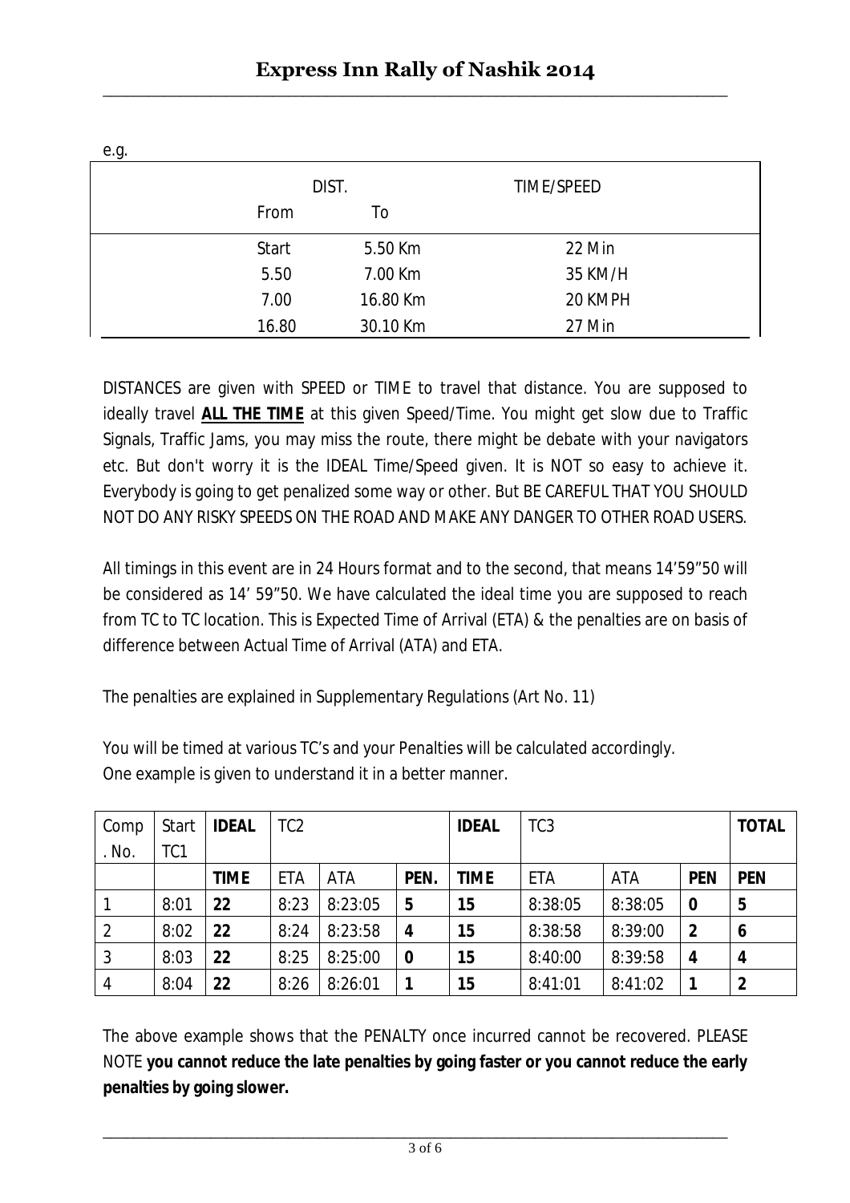e.g.

| DIST. | | TIME/SPEED |
|---|---|---|
| From | To | |
| Start | 5.50 Km | 22 Min |
| 5.50 | 7.00 Km | 35 KM/H |
| 7.00 | 16.80 Km | 20 KMPH |
| 16.80 | 30.10 Km | 27 Min |

DISTANCES are given with SPEED or TIME to travel that distance. You are supposed to ideally travel **ALL THE TIME** at this given Speed/Time. You might get slow due to Traffic Signals, Traffic Jams, you may miss the route, there might be debate with your navigators etc. But don't worry it is the IDEAL Time/Speed given. It is NOT so easy to achieve it. Everybody is going to get penalized some way or other. But BE CAREFUL THAT YOU SHOULD NOT DO ANY RISKY SPEEDS ON THE ROAD AND MAKE ANY DANGER TO OTHER ROAD USERS.

All timings in this event are in 24 Hours format and to the second, that means 14'59"50 will be considered as 14' 59"50. We have calculated the ideal time you are supposed to reach from TC to TC location. This is Expected Time of Arrival (ETA) & the penalties are on basis of difference between Actual Time of Arrival (ATA) and ETA.

The penalties are explained in Supplementary Regulations (Art No. 11)

You will be timed at various TC's and your Penalties will be calculated accordingly.
One example is given to understand it in a better manner.

| Comp. No. | Start TC1 | **IDEAL** | TC2 | | | **IDEAL** | TC3 | | | **TOTAL** |
|---|---|---|---|---|---|---|---|---|---|---|
| | | **TIME** | ETA | ATA | **PEN.** | **TIME** | ETA | ATA | **PEN** | **PEN** |
| 1 | 8:01 | **22** | 8:23 | 8:23:05 | **5** | **15** | 8:38:05 | 8:38:05 | **0** | **5** |
| 2 | 8:02 | **22** | 8:24 | 8:23:58 | **4** | **15** | 8:38:58 | 8:39:00 | **2** | **6** |
| 3 | 8:03 | **22** | 8:25 | 8:25:00 | **0** | **15** | 8:40:00 | 8:39:58 | **4** | **4** |
| 4 | 8:04 | **22** | 8:26 | 8:26:01 | **1** | **15** | 8:41:01 | 8:41:02 | **1** | **2** |

The above example shows that the PENALTY once incurred cannot be recovered. PLEASE NOTE **you cannot reduce the late penalties by going faster or you cannot reduce the early penalties by going slower.**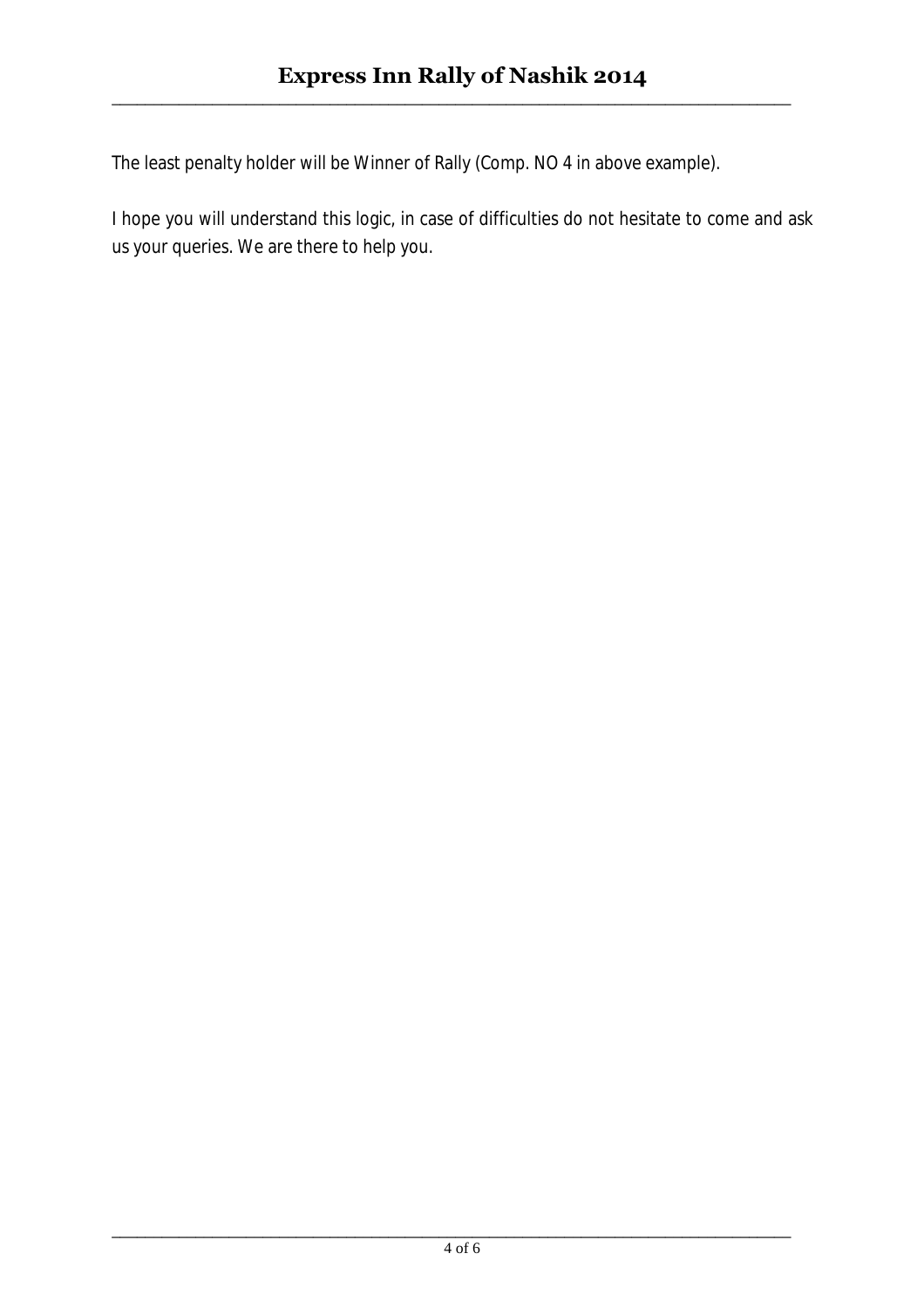The least penalty holder will be Winner of Rally (Comp. NO 4 in above example).

I hope you will understand this logic, in case of difficulties do not hesitate to come and ask us your queries. We are there to help you.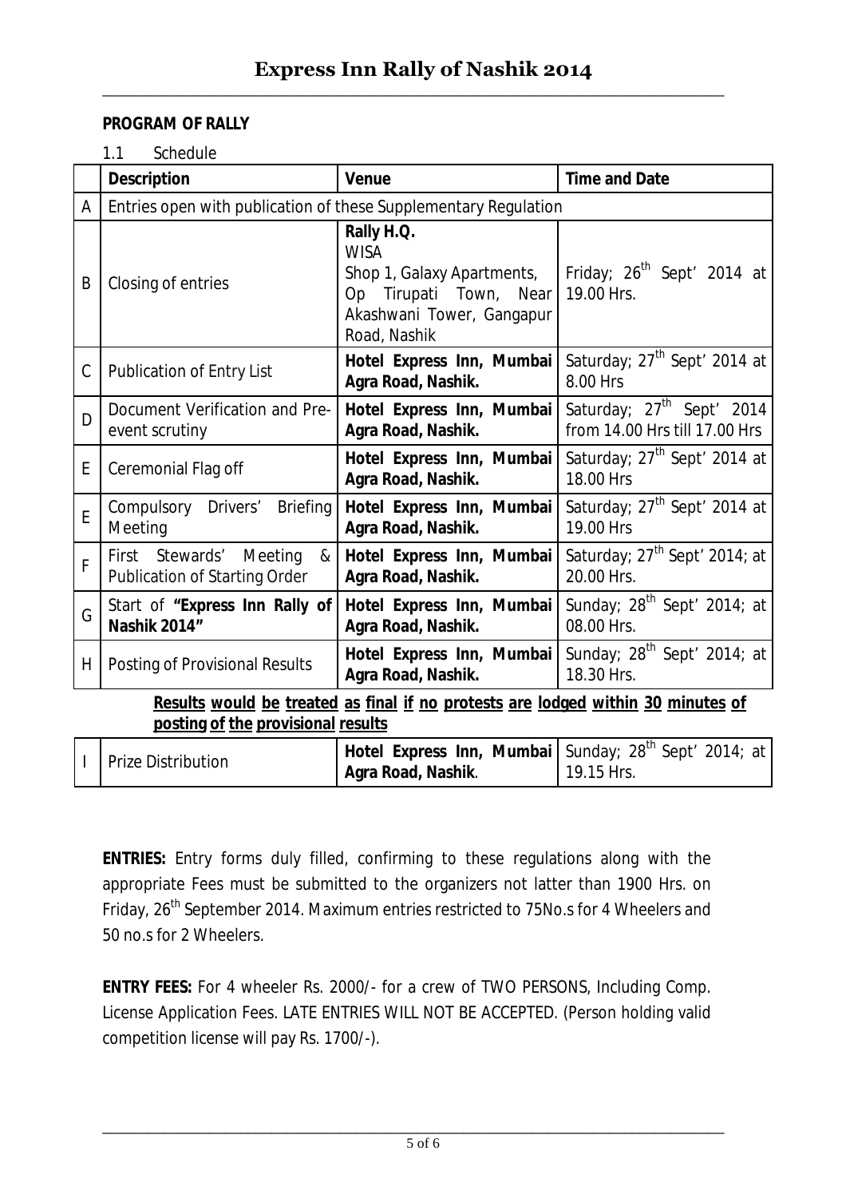# Express Inn Rally of Nashik 2014

**PROGRAM OF RALLY**

1.1 Schedule

| | Description | Venue | Time and Date |
|---|---|---|---|
| A | Entries open with publication of these Supplementary Regulation | | |
| B | Closing of entries | **Rally H.Q.** WISA Shop 1, Galaxy Apartments, Op Tirupati Town, Near Akashwani Tower, Gangapur Road, Nashik | Friday; 26th Sept' 2014 at 19.00 Hrs. |
| C | Publication of Entry List | **Hotel Express Inn, Mumbai Agra Road, Nashik.** | Saturday; 27th Sept' 2014 at 8.00 Hrs |
| D | Document Verification and Pre-event scrutiny | **Hotel Express Inn, Mumbai Agra Road, Nashik.** | Saturday; 27th Sept' 2014 from 14.00 Hrs till 17.00 Hrs |
| E | Ceremonial Flag off | **Hotel Express Inn, Mumbai Agra Road, Nashik.** | Saturday; 27th Sept' 2014 at 18.00 Hrs |
| E | Compulsory Drivers' Briefing Meeting | **Hotel Express Inn, Mumbai Agra Road, Nashik.** | Saturday; 27th Sept' 2014 at 19.00 Hrs |
| F | First Stewards' Meeting & Publication of Starting Order | **Hotel Express Inn, Mumbai Agra Road, Nashik.** | Saturday; 27th Sept' 2014; at 20.00 Hrs. |
| G | Start of **"Express Inn Rally of Nashik 2014"** | **Hotel Express Inn, Mumbai Agra Road, Nashik.** | Sunday; 28th Sept' 2014; at 08.00 Hrs. |
| H | Posting of Provisional Results | **Hotel Express Inn, Mumbai Agra Road, Nashik.** | Sunday; 28th Sept' 2014; at 18.30 Hrs. |
| | **Results would be treated as final if no protests are lodged within 30 minutes of posting of the provisional results** | | |
| I | Prize Distribution | **Hotel Express Inn, Mumbai Agra Road, Nashik.** | Sunday; 28th Sept' 2014; at 19.15 Hrs. |

**ENTRIES:** Entry forms duly filled, confirming to these regulations along with the appropriate Fees must be submitted to the organizers not latter than 1900 Hrs. on Friday, 26th September 2014. Maximum entries restricted to 75No.s for 4 Wheelers and 50 no.s for 2 Wheelers.

**ENTRY FEES:** For 4 wheeler Rs. 2000/- for a crew of TWO PERSONS, Including Comp. License Application Fees. LATE ENTRIES WILL NOT BE ACCEPTED. (Person holding valid competition license will pay Rs. 1700/-).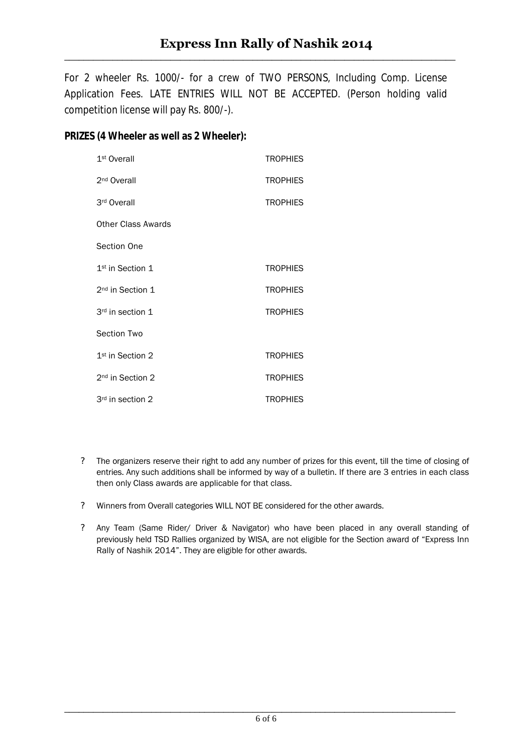For 2 wheeler Rs. 1000/- for a crew of TWO PERSONS, Including Comp. License Application Fees. LATE ENTRIES WILL NOT BE ACCEPTED. (Person holding valid competition license will pay Rs. 800/-).

**PRIZES (4 Wheeler as well as 2 Wheeler):**

| | |
|---|---|
| 1st Overall | TROPHIES |
| 2nd Overall | TROPHIES |
| 3rd Overall | TROPHIES |
| Other Class Awards | |
| Section One | |
| 1st in Section 1 | TROPHIES |
| 2nd in Section 1 | TROPHIES |
| 3rd in section 1 | TROPHIES |
| Section Two | |
| 1st in Section 2 | TROPHIES |
| 2nd in Section 2 | TROPHIES |
| 3rd in section 2 | TROPHIES |

- The organizers reserve their right to add any number of prizes for this event, till the time of closing of entries. Any such additions shall be informed by way of a bulletin. If there are 3 entries in each class then only Class awards are applicable for that class.
- Winners from Overall categories WILL NOT BE considered for the other awards.
- Any Team (Same Rider/ Driver & Navigator) who have been placed in any overall standing of previously held TSD Rallies organized by WISA, are not eligible for the Section award of "Express Inn Rally of Nashik 2014". They are eligible for other awards.